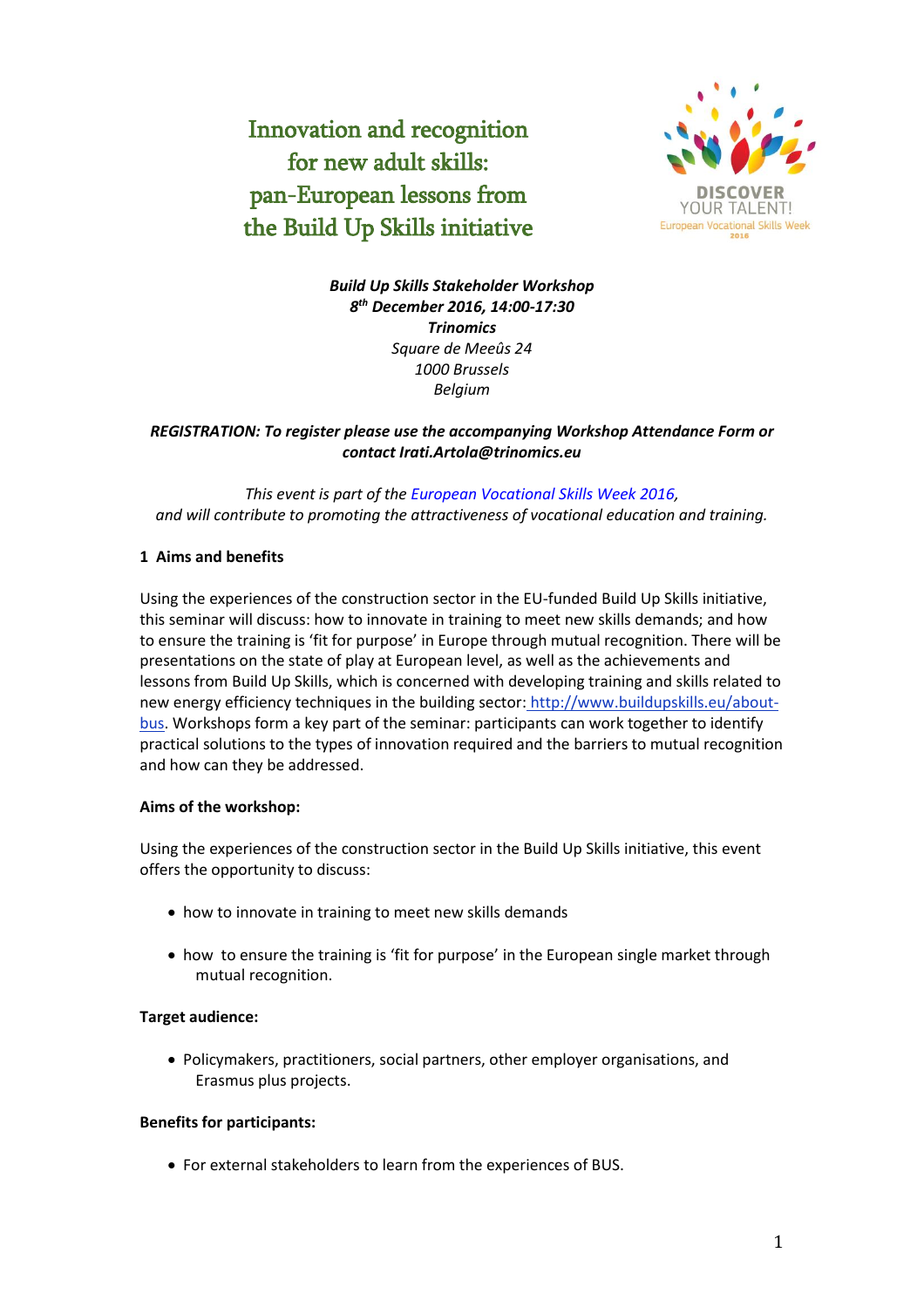# Innovation and recognition for new adult skills: pan-European lessons from the Build Up Skills initiative

DISCOVER YOUR TALENT! European Vocational Skills Week 2016

***Build Up Skills Stakeholder Workshop***
***8th December 2016, 14:00-17:30***
***Trinomics***
*Square de Meeûs 24*
*1000 Brussels*
*Belgium*

***REGISTRATION: To register please use the accompanying Workshop Attendance Form or contact Irati.Artola@trinomics.eu***

*This event is part of the European Vocational Skills Week 2016, and will contribute to promoting the attractiveness of vocational education and training.*

## 1 Aims and benefits

Using the experiences of the construction sector in the EU-funded Build Up Skills initiative, this seminar will discuss: how to innovate in training to meet new skills demands; and how to ensure the training is 'fit for purpose' in Europe through mutual recognition. There will be presentations on the state of play at European level, as well as the achievements and lessons from Build Up Skills, which is concerned with developing training and skills related to new energy efficiency techniques in the building sector: http://www.buildupskills.eu/about-bus. Workshops form a key part of the seminar: participants can work together to identify practical solutions to the types of innovation required and the barriers to mutual recognition and how can they be addressed.

**Aims of the workshop:**

Using the experiences of the construction sector in the Build Up Skills initiative, this event offers the opportunity to discuss:

- how to innovate in training to meet new skills demands
- how to ensure the training is 'fit for purpose' in the European single market through mutual recognition.

**Target audience:**

- Policymakers, practitioners, social partners, other employer organisations, and Erasmus plus projects.

**Benefits for participants:**

- For external stakeholders to learn from the experiences of BUS.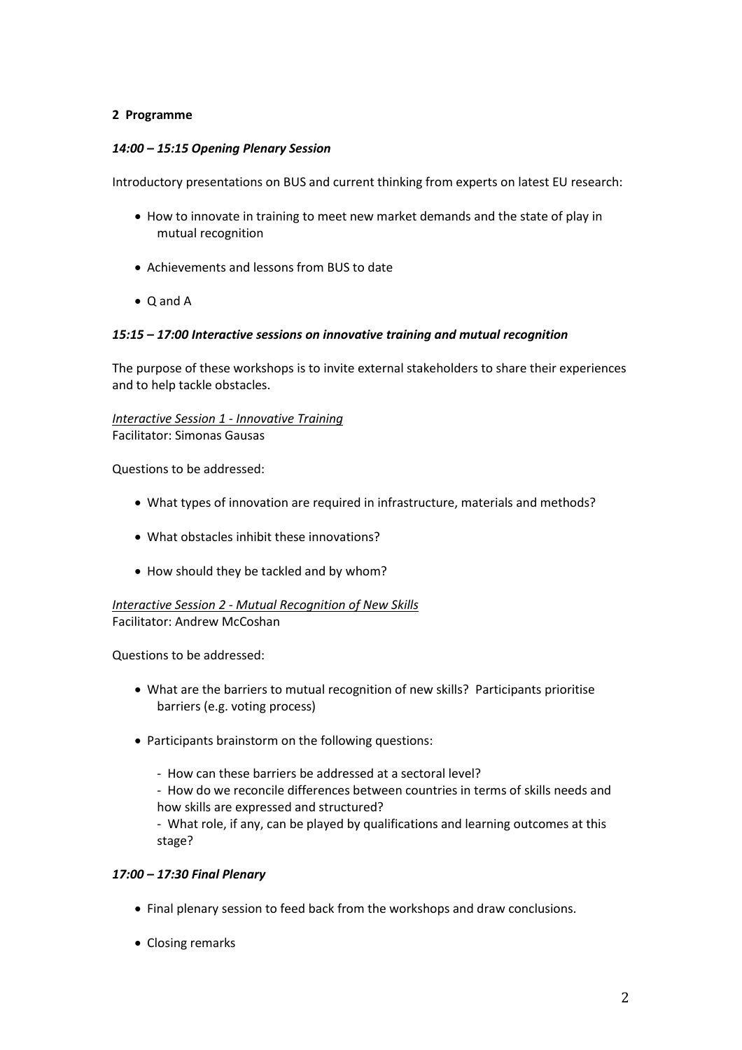## 2 Programme

***14:00 – 15:15 Opening Plenary Session***

Introductory presentations on BUS and current thinking from experts on latest EU research:

- How to innovate in training to meet new market demands and the state of play in mutual recognition
- Achievements and lessons from BUS to date
- Q and A

***15:15 – 17:00 Interactive sessions on innovative training and mutual recognition***

The purpose of these workshops is to invite external stakeholders to share their experiences and to help tackle obstacles.

*Interactive Session 1 - Innovative Training*
Facilitator: Simonas Gausas

Questions to be addressed:

- What types of innovation are required in infrastructure, materials and methods?
- What obstacles inhibit these innovations?
- How should they be tackled and by whom?

*Interactive Session 2 - Mutual Recognition of New Skills*
Facilitator: Andrew McCoshan

Questions to be addressed:

- What are the barriers to mutual recognition of new skills? Participants prioritise barriers (e.g. voting process)
- Participants brainstorm on the following questions:
  - How can these barriers be addressed at a sectoral level?
  - How do we reconcile differences between countries in terms of skills needs and how skills are expressed and structured?
  - What role, if any, can be played by qualifications and learning outcomes at this stage?

***17:00 – 17:30 Final Plenary***

- Final plenary session to feed back from the workshops and draw conclusions.
- Closing remarks